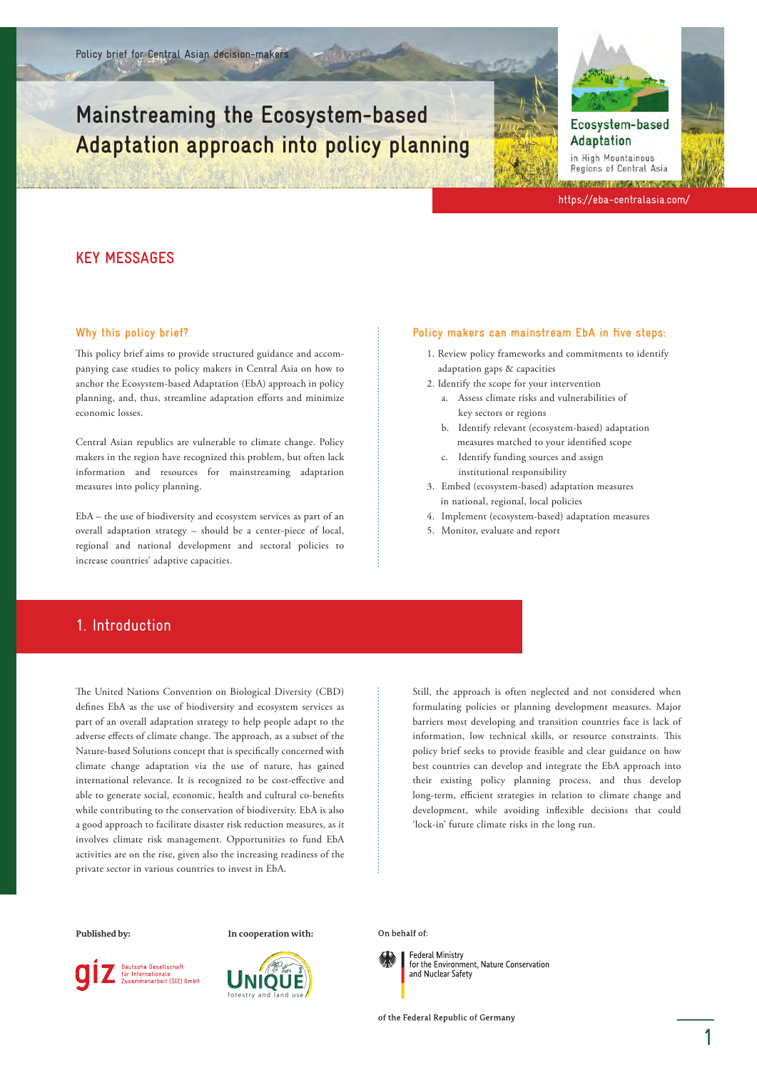Policy brief for Central Asian decision-makers

# Mainstreaming the Ecosystem-based Adaptation approach into policy planning

Ecosystem-based Adaptation in High Mountainous Regions of Central Asia

https://eba-centralasia.com/

## KEY MESSAGES

### Why this policy brief?

This policy brief aims to provide structured guidance and accompanying case studies to policy makers in Central Asia on how to anchor the Ecosystem-based Adaptation (EbA) approach in policy planning, and, thus, streamline adaptation efforts and minimize economic losses.

Central Asian republics are vulnerable to climate change. Policy makers in the region have recognized this problem, but often lack information and resources for mainstreaming adaptation measures into policy planning.

EbA – the use of biodiversity and ecosystem services as part of an overall adaptation strategy – should be a center-piece of local, regional and national development and sectoral policies to increase countries' adaptive capacities.

### Policy makers can mainstream EbA in five steps:

1. Review policy frameworks and commitments to identify adaptation gaps & capacities
2. Identify the scope for your intervention
   a. Assess climate risks and vulnerabilities of key sectors or regions
   b. Identify relevant (ecosystem-based) adaptation measures matched to your identified scope
   c. Identify funding sources and assign institutional responsibility
3. Embed (ecosystem-based) adaptation measures in national, regional, local policies
4. Implement (ecosystem-based) adaptation measures
5. Monitor, evaluate and report

## 1. Introduction

The United Nations Convention on Biological Diversity (CBD) defines EbA as the use of biodiversity and ecosystem services as part of an overall adaptation strategy to help people adapt to the adverse effects of climate change. The approach, as a subset of the Nature-based Solutions concept that is specifically concerned with climate change adaptation via the use of nature, has gained international relevance. It is recognized to be cost-effective and able to generate social, economic, health and cultural co-benefits while contributing to the conservation of biodiversity. EbA is also a good approach to facilitate disaster risk reduction measures, as it involves climate risk management. Opportunities to fund EbA activities are on the rise, given also the increasing readiness of the private sector in various countries to invest in EbA.

Still, the approach is often neglected and not considered when formulating policies or planning development measures. Major barriers most developing and transition countries face is lack of information, low technical skills, or resource constraints. This policy brief seeks to provide feasible and clear guidance on how best countries can develop and integrate the EbA approach into their existing policy planning process, and thus develop long-term, efficient strategies in relation to climate change and development, while avoiding inflexible decisions that could 'lock-in' future climate risks in the long run.

**Published by:** Deutsche Gesellschaft für Internationale Zusammenarbeit (GIZ) GmbH

**In cooperation with:** UNIQUE forestry and land use

On behalf of: Federal Ministry for the Environment, Nature Conservation and Nuclear Safety of the Federal Republic of Germany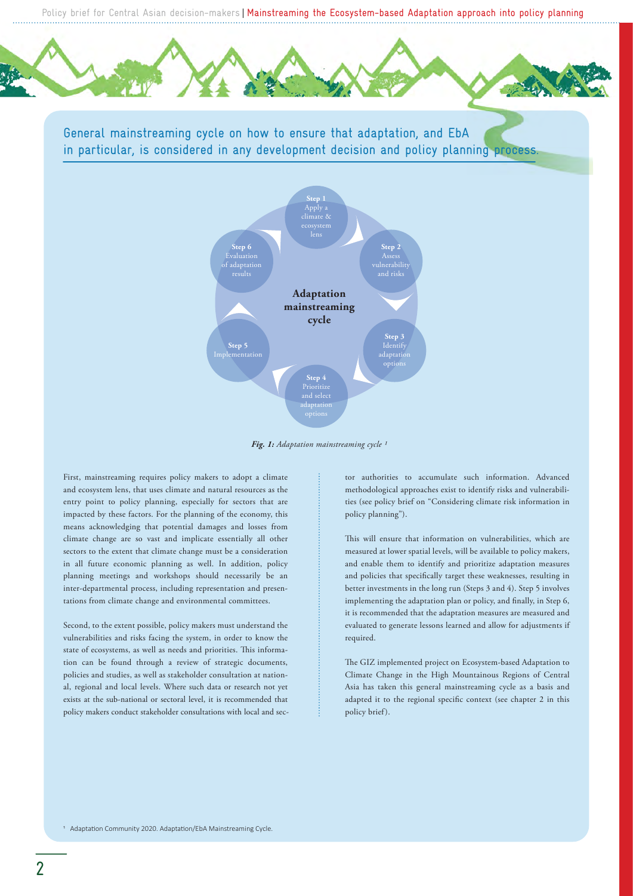## General mainstreaming cycle on how to ensure that adaptation, and EbA in particular, is considered in any development decision and policy planning process.

**Adaptation mainstreaming cycle**

- **Step 1** Apply a climate & ecosystem lens
- **Step 2** Assess vulnerability and risks
- **Step 3** Identify adaptation options
- **Step 4** Prioritize and select adaptation options
- **Step 5** Implementation
- **Step 6** Evaluation of adaptation results

***Fig. 1:*** *Adaptation mainstreaming cycle* [1]

First, mainstreaming requires policy makers to adopt a climate and ecosystem lens, that uses climate and natural resources as the entry point to policy planning, especially for sectors that are impacted by these factors. For the planning of the economy, this means acknowledging that potential damages and losses from climate change are so vast and implicate essentially all other sectors to the extent that climate change must be a consideration in all future economic planning as well. In addition, policy planning meetings and workshops should necessarily be an inter-departmental process, including representation and presentations from climate change and environmental committees.

Second, to the extent possible, policy makers must understand the vulnerabilities and risks facing the system, in order to know the state of ecosystems, as well as needs and priorities. This information can be found through a review of strategic documents, policies and studies, as well as stakeholder consultation at national, regional and local levels. Where such data or research not yet exists at the sub-national or sectoral level, it is recommended that policy makers conduct stakeholder consultations with local and sector authorities to accumulate such information. Advanced methodological approaches exist to identify risks and vulnerabilities (see policy brief on "Considering climate risk information in policy planning").

This will ensure that information on vulnerabilities, which are measured at lower spatial levels, will be available to policy makers, and enable them to identify and prioritize adaptation measures and policies that specifically target these weaknesses, resulting in better investments in the long run (Steps 3 and 4). Step 5 involves implementing the adaptation plan or policy, and finally, in Step 6, it is recommended that the adaptation measures are measured and evaluated to generate lessons learned and allow for adjustments if required.

The GIZ implemented project on Ecosystem-based Adaptation to Climate Change in the High Mountainous Regions of Central Asia has taken this general mainstreaming cycle as a basis and adapted it to the regional specific context (see chapter 2 in this policy brief).

[1] Adaptation Community 2020. Adaptation/EbA Mainstreaming Cycle.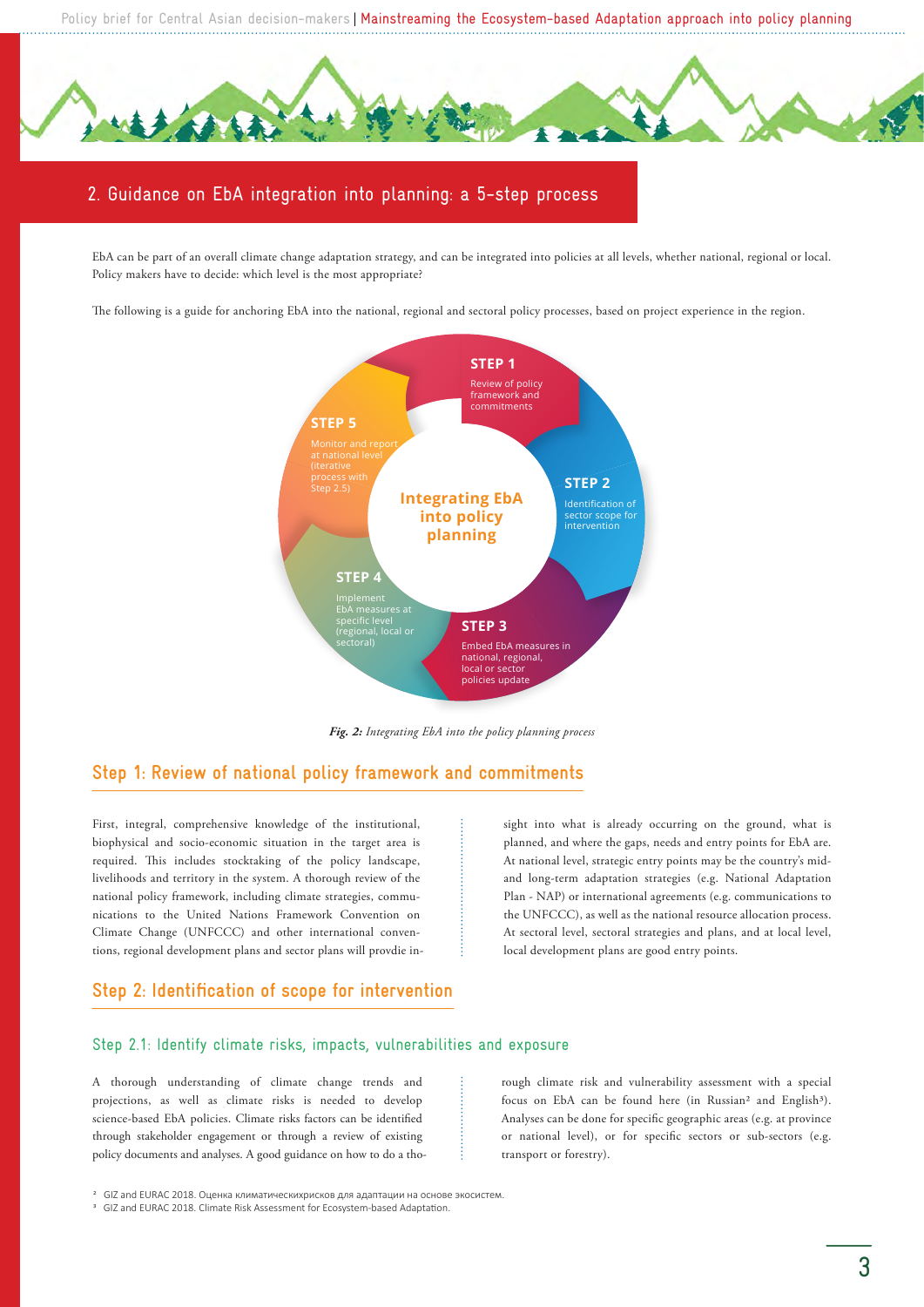## 2. Guidance on EbA integration into planning: a 5-step process

EbA can be part of an overall climate change adaptation strategy, and can be integrated into policies at all levels, whether national, regional or local. Policy makers have to decide: which level is the most appropriate?

The following is a guide for anchoring EbA into the national, regional and sectoral policy processes, based on project experience in the region.

**Integrating EbA into policy planning**

- **STEP 1** Review of policy framework and commitments
- **STEP 2** Identification of sector scope for intervention
- **STEP 3** Embed EbA measures in national, regional, local or sector policies update
- **STEP 4** Implement EbA measures at specific level (regional, local or sectoral)
- **STEP 5** Monitor and report at national level (iterative process with Step 2.5)

***Fig. 2:*** *Integrating EbA into the policy planning process*

### Step 1: Review of national policy framework and commitments

First, integral, comprehensive knowledge of the institutional, biophysical and socio-economic situation in the target area is required. This includes stocktaking of the policy landscape, livelihoods and territory in the system. A thorough review of the national policy framework, including climate strategies, communications to the United Nations Framework Convention on Climate Change (UNFCCC) and other international conventions, regional development plans and sector plans will provdie insight into what is already occurring on the ground, what is planned, and where the gaps, needs and entry points for EbA are. At national level, strategic entry points may be the country's mid- and long-term adaptation strategies (e.g. National Adaptation Plan - NAP) or international agreements (e.g. communications to the UNFCCC), as well as the national resource allocation process. At sectoral level, sectoral strategies and plans, and at local level, local development plans are good entry points.

### Step 2: Identification of scope for intervention

#### Step 2.1: Identify climate risks, impacts, vulnerabilities and exposure

A thorough understanding of climate change trends and projections, as well as climate risks is needed to develop science-based EbA policies. Climate risks factors can be identified through stakeholder engagement or through a review of existing policy documents and analyses. A good guidance on how to do a thorough climate risk and vulnerability assessment with a special focus on EbA can be found here (in Russian[2] and English[3]). Analyses can be done for specific geographic areas (e.g. at province or national level), or for specific sectors or sub-sectors (e.g. transport or forestry).

[2] GIZ and EURAC 2018. Оценка климатическихрисков для адаптации на основе экосистем.
[3] GIZ and EURAC 2018. Climate Risk Assessment for Ecosystem-based Adaptation.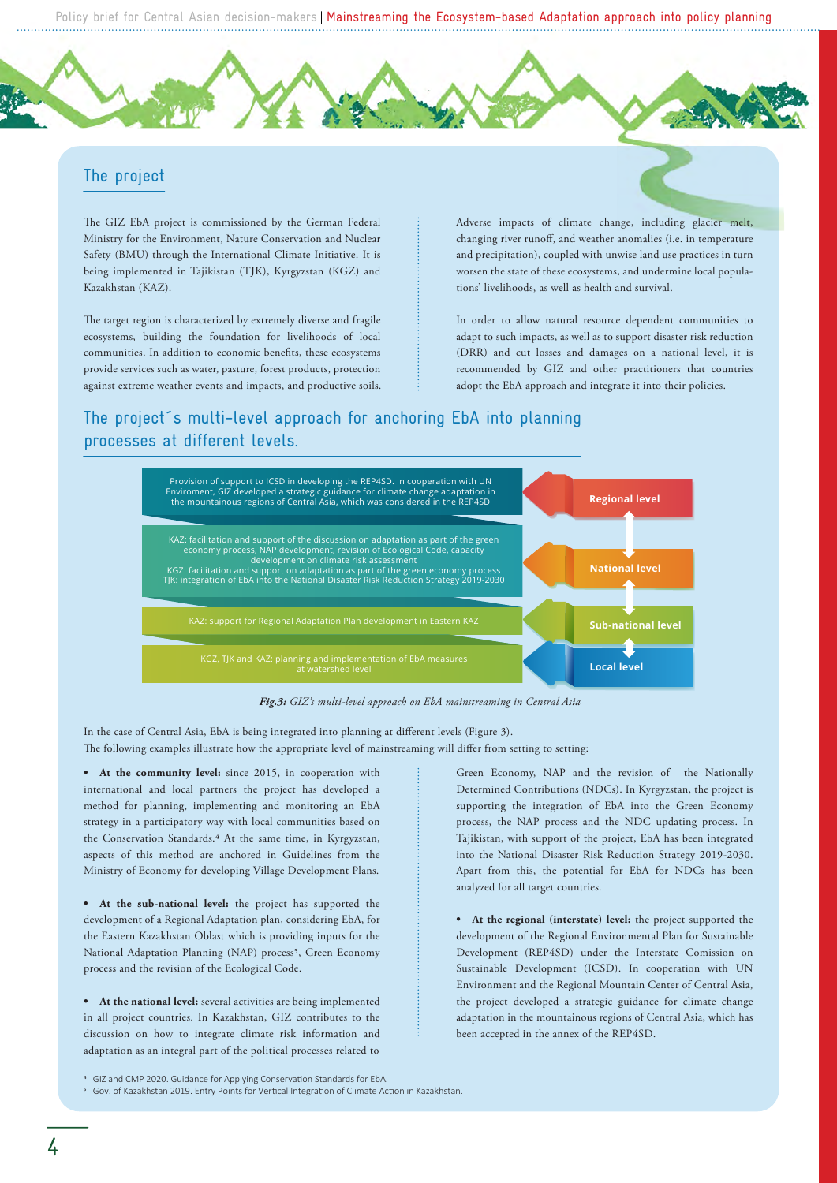## The project

The GIZ EbA project is commissioned by the German Federal Ministry for the Environment, Nature Conservation and Nuclear Safety (BMU) through the International Climate Initiative. It is being implemented in Tajikistan (TJK), Kyrgyzstan (KGZ) and Kazakhstan (KAZ).

The target region is characterized by extremely diverse and fragile ecosystems, building the foundation for livelihoods of local communities. In addition to economic benefits, these ecosystems provide services such as water, pasture, forest products, protection against extreme weather events and impacts, and productive soils.

Adverse impacts of climate change, including glacier melt, changing river runoff, and weather anomalies (i.e. in temperature and precipitation), coupled with unwise land use practices in turn worsen the state of these ecosystems, and undermine local populations' livelihoods, as well as health and survival.

In order to allow natural resource dependent communities to adapt to such impacts, as well as to support disaster risk reduction (DRR) and cut losses and damages on a national level, it is recommended by GIZ and other practitioners that countries adopt the EbA approach and integrate it into their policies.

## The project´s multi-level approach for anchoring EbA into planning processes at different levels.

| Activities | Level |
|---|---|
| Provision of support to ICSD in developing the REP4SD. In cooperation with UN Enviroment, GIZ developed a strategic guidance for climate change adaptation in the mountainous regions of Central Asia, which was considered in the REP4SD | Regional level |
| KAZ: facilitation and support of the discussion on adaptation as part of the green economy process, NAP development, revision of Ecological Code, capacity development on climate risk assessment<br>KGZ: facilitation and support on adaptation as part of the green economy process<br>TJK: integration of EbA into the National Disaster Risk Reduction Strategy 2019-2030 | National level |
| KAZ: support for Regional Adaptation Plan development in Eastern KAZ | Sub-national level |
| KGZ, TJK and KAZ: planning and implementation of EbA measures at watershed level | Local level |

***Fig.3:*** *GIZ's multi-level approach on EbA mainstreaming in Central Asia*

In the case of Central Asia, EbA is being integrated into planning at different levels (Figure 3).
The following examples illustrate how the appropriate level of mainstreaming will differ from setting to setting:

- **At the community level:** since 2015, in cooperation with international and local partners the project has developed a method for planning, implementing and monitoring an EbA strategy in a participatory way with local communities based on the Conservation Standards.[4] At the same time, in Kyrgyzstan, aspects of this method are anchored in Guidelines from the Ministry of Economy for developing Village Development Plans.

- **At the sub-national level:** the project has supported the development of a Regional Adaptation plan, considering EbA, for the Eastern Kazakhstan Oblast which is providing inputs for the National Adaptation Planning (NAP) process[5], Green Economy process and the revision of the Ecological Code.

- **At the national level:** several activities are being implemented in all project countries. In Kazakhstan, GIZ contributes to the discussion on how to integrate climate risk information and adaptation as an integral part of the political processes related to Green Economy, NAP and the revision of the Nationally Determined Contributions (NDCs). In Kyrgyzstan, the project is supporting the integration of EbA into the Green Economy process, the NAP process and the NDC updating process. In Tajikistan, with support of the project, EbA has been integrated into the National Disaster Risk Reduction Strategy 2019-2030. Apart from this, the potential for EbA for NDCs has been analyzed for all target countries.

- **At the regional (interstate) level:** the project supported the development of the Regional Environmental Plan for Sustainable Development (REP4SD) under the Interstate Comission on Sustainable Development (ICSD). In cooperation with UN Environment and the Regional Mountain Center of Central Asia, the project developed a strategic guidance for climate change adaptation in the mountainous regions of Central Asia, which has been accepted in the annex of the REP4SD.

[4] GIZ and CMP 2020. Guidance for Applying Conservation Standards for EbA.
[5] Gov. of Kazakhstan 2019. Entry Points for Vertical Integration of Climate Action in Kazakhstan.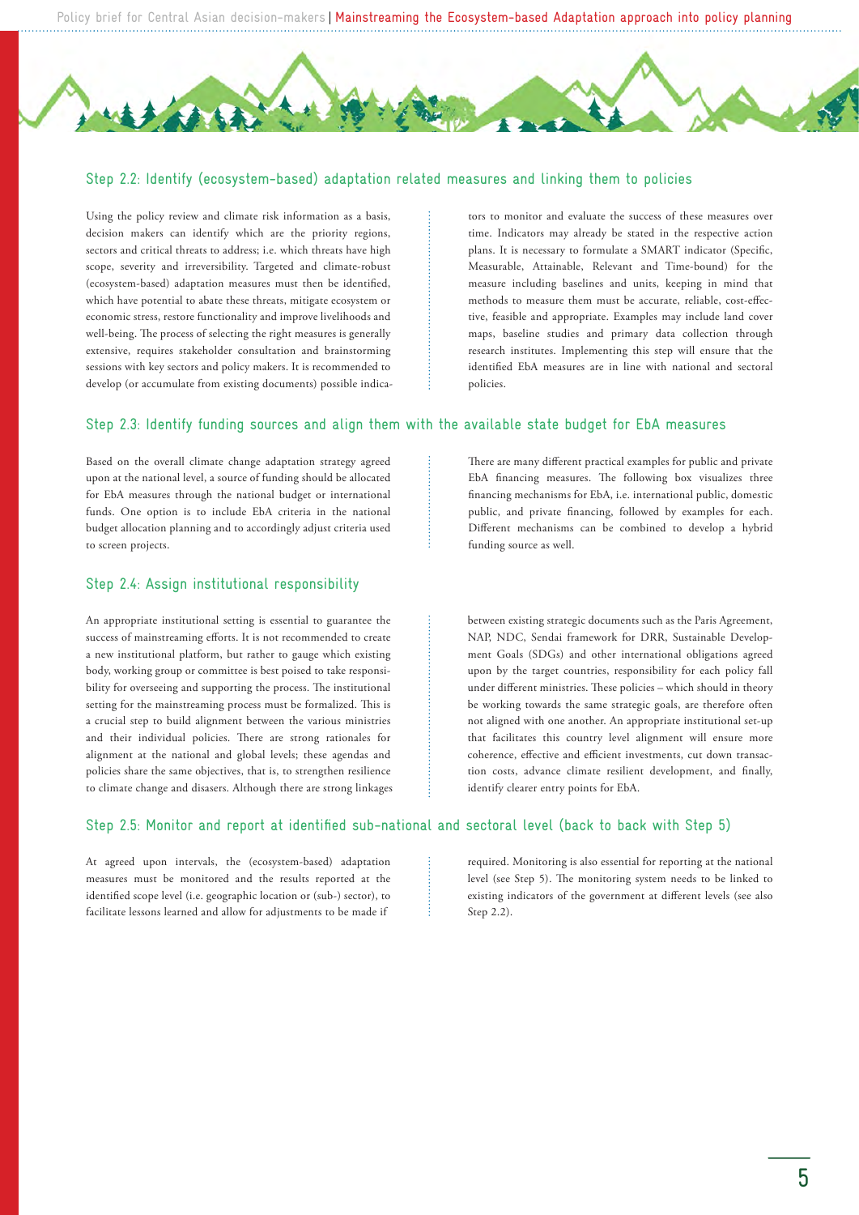## Step 2.2: Identify (ecosystem-based) adaptation related measures and linking them to policies

Using the policy review and climate risk information as a basis, decision makers can identify which are the priority regions, sectors and critical threats to address; i.e. which threats have high scope, severity and irreversibility. Targeted and climate-robust (ecosystem-based) adaptation measures must then be identified, which have potential to abate these threats, mitigate ecosystem or economic stress, restore functionality and improve livelihoods and well-being. The process of selecting the right measures is generally extensive, requires stakeholder consultation and brainstorming sessions with key sectors and policy makers. It is recommended to develop (or accumulate from existing documents) possible indicators to monitor and evaluate the success of these measures over time. Indicators may already be stated in the respective action plans. It is necessary to formulate a SMART indicator (Specific, Measurable, Attainable, Relevant and Time-bound) for the measure including baselines and units, keeping in mind that methods to measure them must be accurate, reliable, cost-effective, feasible and appropriate. Examples may include land cover maps, baseline studies and primary data collection through research institutes. Implementing this step will ensure that the identified EbA measures are in line with national and sectoral policies.

## Step 2.3: Identify funding sources and align them with the available state budget for EbA measures

Based on the overall climate change adaptation strategy agreed upon at the national level, a source of funding should be allocated for EbA measures through the national budget or international funds. One option is to include EbA criteria in the national budget allocation planning and to accordingly adjust criteria used to screen projects.

There are many different practical examples for public and private EbA financing measures. The following box visualizes three financing mechanisms for EbA, i.e. international public, domestic public, and private financing, followed by examples for each. Different mechanisms can be combined to develop a hybrid funding source as well.

## Step 2.4: Assign institutional responsibility

An appropriate institutional setting is essential to guarantee the success of mainstreaming efforts. It is not recommended to create a new institutional platform, but rather to gauge which existing body, working group or committee is best poised to take responsibility for overseeing and supporting the process. The institutional setting for the mainstreaming process must be formalized. This is a crucial step to build alignment between the various ministries and their individual policies. There are strong rationales for alignment at the national and global levels; these agendas and policies share the same objectives, that is, to strengthen resilience to climate change and disasers. Although there are strong linkages between existing strategic documents such as the Paris Agreement, NAP, NDC, Sendai framework for DRR, Sustainable Development Goals (SDGs) and other international obligations agreed upon by the target countries, responsibility for each policy fall under different ministries. These policies – which should in theory be working towards the same strategic goals, are therefore often not aligned with one another. An appropriate institutional set-up that facilitates this country level alignment will ensure more coherence, effective and efficient investments, cut down transaction costs, advance climate resilient development, and finally, identify clearer entry points for EbA.

## Step 2.5: Monitor and report at identified sub-national and sectoral level (back to back with Step 5)

At agreed upon intervals, the (ecosystem-based) adaptation measures must be monitored and the results reported at the identified scope level (i.e. geographic location or (sub-) sector), to facilitate lessons learned and allow for adjustments to be made if required. Monitoring is also essential for reporting at the national level (see Step 5). The monitoring system needs to be linked to existing indicators of the government at different levels (see also Step 2.2).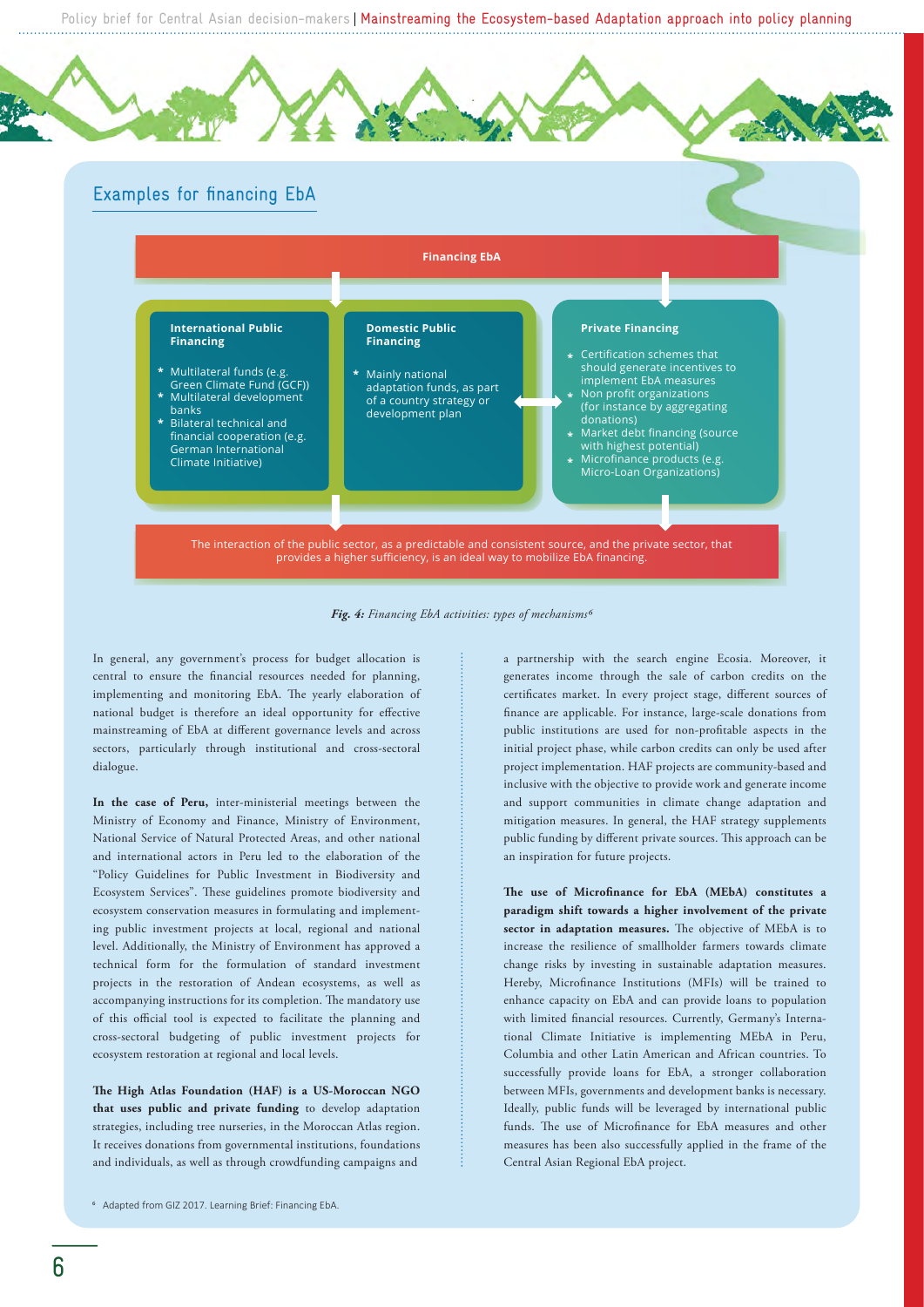## Examples for financing EbA

**Financing EbA**

**International Public Financing**

* Multilateral funds (e.g. Green Climate Fund (GCF))
* Multilateral development banks
* Bilateral technical and financial cooperation (e.g. German International Climate Initiative)

**Domestic Public Financing**

* Mainly national adaptation funds, as part of a country strategy or development plan

**Private Financing**

* Certification schemes that should generate incentives to implement EbA measures
* Non profit organizations (for instance by aggregating donations)
* Market debt financing (source with highest potential)
* Microfinance products (e.g. Micro-Loan Organizations)

The interaction of the public sector, as a predictable and consistent source, and the private sector, that provides a higher sufficiency, is an ideal way to mobilize EbA financing.

*Fig. 4: Financing EbA activities: types of mechanisms[6]*

In general, any government's process for budget allocation is central to ensure the financial resources needed for planning, implementing and monitoring EbA. The yearly elaboration of national budget is therefore an ideal opportunity for effective mainstreaming of EbA at different governance levels and across sectors, particularly through institutional and cross-sectoral dialogue.

**In the case of Peru,** inter-ministerial meetings between the Ministry of Economy and Finance, Ministry of Environment, National Service of Natural Protected Areas, and other national and international actors in Peru led to the elaboration of the "Policy Guidelines for Public Investment in Biodiversity and Ecosystem Services". These guidelines promote biodiversity and ecosystem conservation measures in formulating and implementing public investment projects at local, regional and national level. Additionally, the Ministry of Environment has approved a technical form for the formulation of standard investment projects in the restoration of Andean ecosystems, as well as accompanying instructions for its completion. The mandatory use of this official tool is expected to facilitate the planning and cross-sectoral budgeting of public investment projects for ecosystem restoration at regional and local levels.

**The High Atlas Foundation (HAF) is a US-Moroccan NGO that uses public and private funding** to develop adaptation strategies, including tree nurseries, in the Moroccan Atlas region. It receives donations from governmental institutions, foundations and individuals, as well as through crowdfunding campaigns and a partnership with the search engine Ecosia. Moreover, it generates income through the sale of carbon credits on the certificates market. In every project stage, different sources of finance are applicable. For instance, large-scale donations from public institutions are used for non-profitable aspects in the initial project phase, while carbon credits can only be used after project implementation. HAF projects are community-based and inclusive with the objective to provide work and generate income and support communities in climate change adaptation and mitigation measures. In general, the HAF strategy supplements public funding by different private sources. This approach can be an inspiration for future projects.

**The use of Microfinance for EbA (MEbA) constitutes a paradigm shift towards a higher involvement of the private sector in adaptation measures.** The objective of MEbA is to increase the resilience of smallholder farmers towards climate change risks by investing in sustainable adaptation measures. Hereby, Microfinance Institutions (MFIs) will be trained to enhance capacity on EbA and can provide loans to population with limited financial resources. Currently, Germany's International Climate Initiative is implementing MEbA in Peru, Columbia and other Latin American and African countries. To successfully provide loans for EbA, a stronger collaboration between MFIs, governments and development banks is necessary. Ideally, public funds will be leveraged by international public funds. The use of Microfinance for EbA measures and other measures has been also successfully applied in the frame of the Central Asian Regional EbA project.

[6] Adapted from GIZ 2017. Learning Brief: Financing EbA.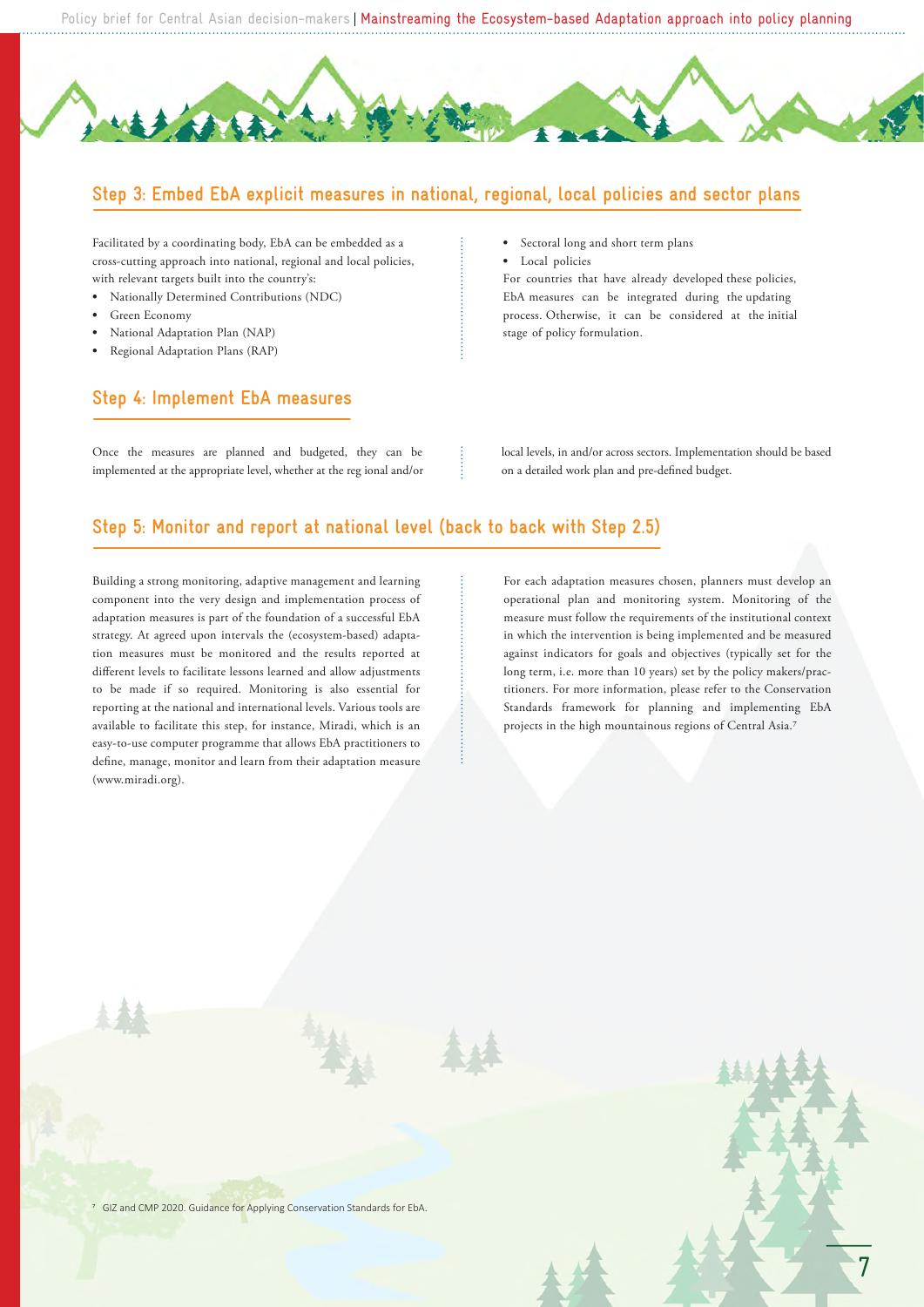## Step 3: Embed EbA explicit measures in national, regional, local policies and sector plans

Facilitated by a coordinating body, EbA can be embedded as a cross-cutting approach into national, regional and local policies, with relevant targets built into the country's:

- Nationally Determined Contributions (NDC)
- Green Economy
- National Adaptation Plan (NAP)
- Regional Adaptation Plans (RAP)
- Sectoral long and short term plans
- Local policies

For countries that have already developed these policies, EbA measures can be integrated during the updating process. Otherwise, it can be considered at the initial stage of policy formulation.

## Step 4: Implement EbA measures

Once the measures are planned and budgeted, they can be implemented at the appropriate level, whether at the reg ional and/or local levels, in and/or across sectors. Implementation should be based on a detailed work plan and pre-defined budget.

## Step 5: Monitor and report at national level (back to back with Step 2.5)

Building a strong monitoring, adaptive management and learning component into the very design and implementation process of adaptation measures is part of the foundation of a successful EbA strategy. At agreed upon intervals the (ecosystem-based) adaptation measures must be monitored and the results reported at different levels to facilitate lessons learned and allow adjustments to be made if so required. Monitoring is also essential for reporting at the national and international levels. Various tools are available to facilitate this step, for instance, Miradi, which is an easy-to-use computer programme that allows EbA practitioners to define, manage, monitor and learn from their adaptation measure (www.miradi.org).

For each adaptation measures chosen, planners must develop an operational plan and monitoring system. Monitoring of the measure must follow the requirements of the institutional context in which the intervention is being implemented and be measured against indicators for goals and objectives (typically set for the long term, i.e. more than 10 years) set by the policy makers/practitioners. For more information, please refer to the Conservation Standards framework for planning and implementing EbA projects in the high mountainous regions of Central Asia.[7]

[7] GIZ and CMP 2020. Guidance for Applying Conservation Standards for EbA.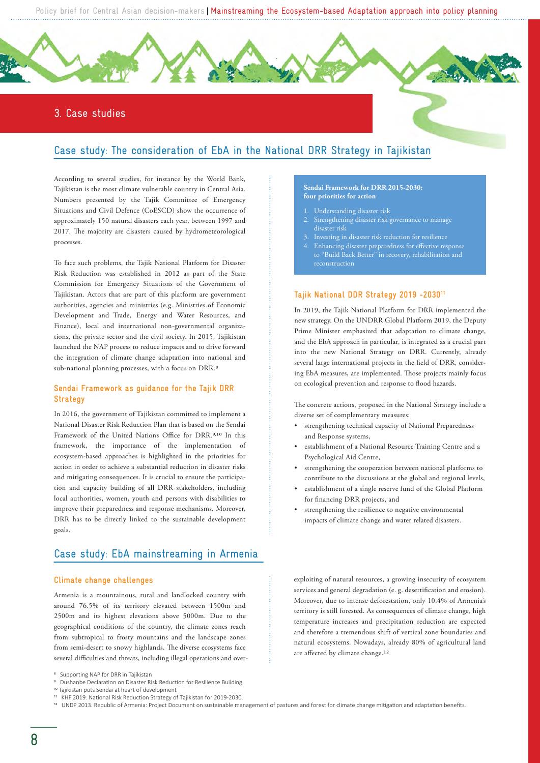## 3. Case studies

### Case study: The consideration of EbA in the National DRR Strategy in Tajikistan

According to several studies, for instance by the World Bank, Tajikistan is the most climate vulnerable country in Central Asia. Numbers presented by the Tajik Committee of Emergency Situations and Civil Defence (CoESCD) show the occurrence of approximately 150 natural disasters each year, between 1997 and 2017. The majority are disasters caused by hydrometeorological processes.

To face such problems, the Tajik National Platform for Disaster Risk Reduction was established in 2012 as part of the State Commission for Emergency Situations of the Government of Tajikistan. Actors that are part of this platform are government authorities, agencies and ministries (e.g. Ministries of Economic Development and Trade, Energy and Water Resources, and Finance), local and international non-governmental organizations, the private sector and the civil society. In 2015, Tajikistan launched the NAP process to reduce impacts and to drive forward the integration of climate change adaptation into national and sub-national planning processes, with a focus on DRR.[8]

#### Sendai Framework as guidance for the Tajik DRR Strategy

In 2016, the government of Tajikistan committed to implement a National Disaster Risk Reduction Plan that is based on the Sendai Framework of the United Nations Office for DRR.[9,10] In this framework, the importance of the implementation of ecosystem-based approaches is highlighted in the priorities for action in order to achieve a substantial reduction in disaster risks and mitigating consequences. It is crucial to ensure the participation and capacity building of all DRR stakeholders, including local authorities, women, youth and persons with disabilities to improve their preparedness and response mechanisms. Moreover, DRR has to be directly linked to the sustainable development goals.

**Sendai Framework for DRR 2015-2030: four priorities for action**

1. Understanding disaster risk
2. Strengthening disaster risk governance to manage disaster risk
3. Investing in disaster risk reduction for resilience
4. Enhancing disaster preparedness for effective response to "Build Back Better" in recovery, rehabilitation and reconstruction

#### Tajik National DDR Strategy 2019 -2030[11]

In 2019, the Tajik National Platform for DRR implemented the new strategy. On the UNDRR Global Platform 2019, the Deputy Prime Minister emphasized that adaptation to climate change, and the EbA approach in particular, is integrated as a crucial part into the new National Strategy on DRR. Currently, already several large international projects in the field of DRR, considering EbA measures, are implemented. Those projects mainly focus on ecological prevention and response to flood hazards.

The concrete actions, proposed in the National Strategy include a diverse set of complementary measures:

- strengthening technical capacity of National Preparedness and Response systems,
- establishment of a National Resource Training Centre and a Psychological Aid Centre,
- strengthening the cooperation between national platforms to contribute to the discussions at the global and regional levels,
- establishment of a single reserve fund of the Global Platform for financing DRR projects, and
- strengthening the resilience to negative environmental impacts of climate change and water related disasters.

### Case study: EbA mainstreaming in Armenia

#### Climate change challenges

Armenia is a mountainous, rural and landlocked country with around 76.5% of its territory elevated between 1500m and 2500m and its highest elevations above 5000m. Due to the geographical conditions of the country, the climate zones reach from subtropical to frosty mountains and the landscape zones from semi-desert to snowy highlands. The diverse ecosystems face several difficulties and threats, including illegal operations and over-exploiting of natural resources, a growing insecurity of ecosystem services and general degradation (e. g. desertification and erosion). Moreover, due to intense deforestation, only 10.4% of Armenia's territory is still forested. As consequences of climate change, high temperature increases and precipitation reduction are expected and therefore a tremendous shift of vertical zone boundaries and natural ecosystems. Nowadays, already 80% of agricultural land are affected by climate change.[12]

---

[8] Supporting NAP for DRR in Tajikistan

[9] Dushanbe Declaration on Disaster Risk Reduction for Resilience Building

[10] Tajikistan puts Sendai at heart of development

[11] KHF 2019. National Risk Reduction Strategy of Tajikistan for 2019-2030.

[12] UNDP 2013. Republic of Armenia: Project Document on sustainable management of pastures and forest for climate change mitigation and adaptation benefits.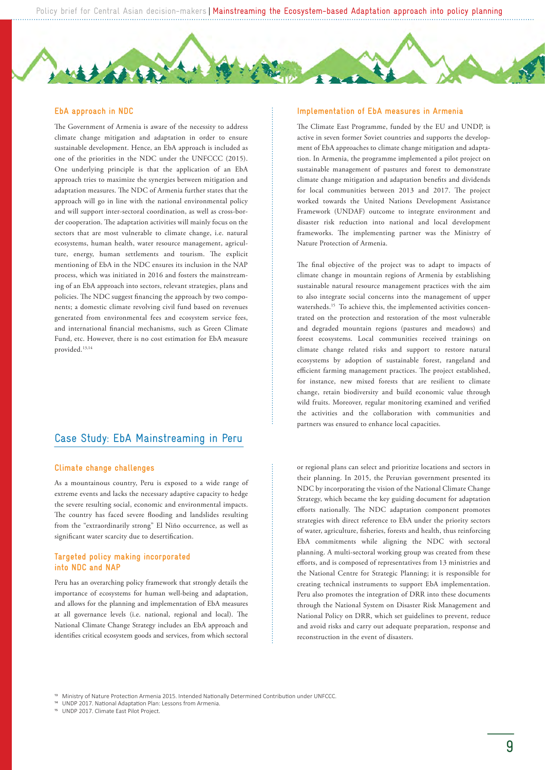### EbA approach in NDC

The Government of Armenia is aware of the necessity to address climate change mitigation and adaptation in order to ensure sustainable development. Hence, an EbA approach is included as one of the priorities in the NDC under the UNFCCC (2015). One underlying principle is that the application of an EbA approach tries to maximize the synergies between mitigation and adaptation measures. The NDC of Armenia further states that the approach will go in line with the national environmental policy and will support inter-sectoral coordination, as well as cross-border cooperation. The adaptation activities will mainly focus on the sectors that are most vulnerable to climate change, i.e. natural ecosystems, human health, water resource management, agriculture, energy, human settlements and tourism. The explicit mentioning of EbA in the NDC ensures its inclusion in the NAP process, which was initiated in 2016 and fosters the mainstreaming of an EbA approach into sectors, relevant strategies, plans and policies. The NDC suggest financing the approach by two components; a domestic climate revolving civil fund based on revenues generated from environmental fees and ecosystem service fees, and international financial mechanisms, such as Green Climate Fund, etc. However, there is no cost estimation for EbA measure provided.[13,14]

### Implementation of EbA measures in Armenia

The Climate East Programme, funded by the EU and UNDP, is active in seven former Soviet countries and supports the development of EbA approaches to climate change mitigation and adaptation. In Armenia, the programme implemented a pilot project on sustainable management of pastures and forest to demonstrate climate change mitigation and adaptation benefits and dividends for local communities between 2013 and 2017. The project worked towards the United Nations Development Assistance Framework (UNDAF) outcome to integrate environment and disaster risk reduction into national and local development frameworks. The implementing partner was the Ministry of Nature Protection of Armenia.

The final objective of the project was to adapt to impacts of climate change in mountain regions of Armenia by establishing sustainable natural resource management practices with the aim to also integrate social concerns into the management of upper watersheds.[15] To achieve this, the implemented activities concentrated on the protection and restoration of the most vulnerable and degraded mountain regions (pastures and meadows) and forest ecosystems. Local communities received trainings on climate change related risks and support to restore natural ecosystems by adoption of sustainable forest, rangeland and efficient farming management practices. The project established, for instance, new mixed forests that are resilient to climate change, retain biodiversity and build economic value through wild fruits. Moreover, regular monitoring examined and verified the activities and the collaboration with communities and partners was ensured to enhance local capacities.

## Case Study: EbA Mainstreaming in Peru

### Climate change challenges

As a mountainous country, Peru is exposed to a wide range of extreme events and lacks the necessary adaptive capacity to hedge the severe resulting social, economic and environmental impacts. The country has faced severe flooding and landslides resulting from the "extraordinarily strong" El Niño occurrence, as well as significant water scarcity due to desertification.

### Targeted policy making incorporated into NDC and NAP

Peru has an overarching policy framework that strongly details the importance of ecosystems for human well-being and adaptation, and allows for the planning and implementation of EbA measures at all governance levels (i.e. national, regional and local). The National Climate Change Strategy includes an EbA approach and identifies critical ecosystem goods and services, from which sectoral or regional plans can select and prioritize locations and sectors in their planning. In 2015, the Peruvian government presented its NDC by incorporating the vision of the National Climate Change Strategy, which became the key guiding document for adaptation efforts nationally. The NDC adaptation component promotes strategies with direct reference to EbA under the priority sectors of water, agriculture, fisheries, forests and health, thus reinforcing EbA commitments while aligning the NDC with sectoral planning. A multi-sectoral working group was created from these efforts, and is composed of representatives from 13 ministries and the National Centre for Strategic Planning; it is responsible for creating technical instruments to support EbA implementation. Peru also promotes the integration of DRR into these documents through the National System on Disaster Risk Management and National Policy on DRR, which set guidelines to prevent, reduce and avoid risks and carry out adequate preparation, response and reconstruction in the event of disasters.

[13] Ministry of Nature Protection Armenia 2015. Intended Nationally Determined Contribution under UNFCCC.
[14] UNDP 2017. National Adaptation Plan: Lessons from Armenia.
[15] UNDP 2017. Climate East Pilot Project.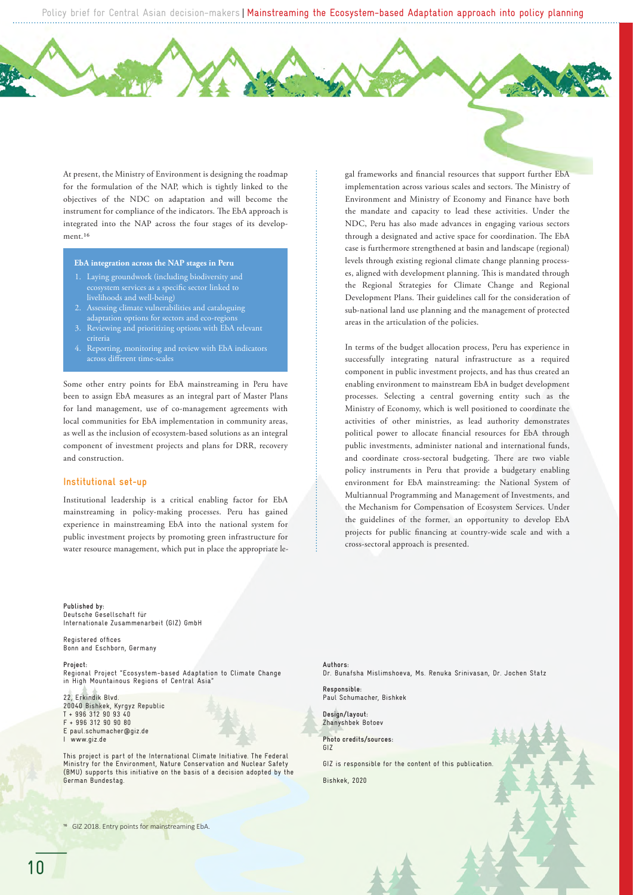At present, the Ministry of Environment is designing the roadmap for the formulation of the NAP, which is tightly linked to the objectives of the NDC on adaptation and will become the instrument for compliance of the indicators. The EbA approach is integrated into the NAP across the four stages of its development.[16]

**EbA integration across the NAP stages in Peru**

1. Laying groundwork (including biodiversity and ecosystem services as a specific sector linked to livelihoods and well-being)
2. Assessing climate vulnerabilities and cataloguing adaptation options for sectors and eco-regions
3. Reviewing and prioritizing options with EbA relevant criteria
4. Reporting, monitoring and review with EbA indicators across different time-scales

Some other entry points for EbA mainstreaming in Peru have been to assign EbA measures as an integral part of Master Plans for land management, use of co-management agreements with local communities for EbA implementation in community areas, as well as the inclusion of ecosystem-based solutions as an integral component of investment projects and plans for DRR, recovery and construction.

### Institutional set-up

Institutional leadership is a critical enabling factor for EbA mainstreaming in policy-making processes. Peru has gained experience in mainstreaming EbA into the national system for public investment projects by promoting green infrastructure for water resource management, which put in place the appropriate legal frameworks and financial resources that support further EbA implementation across various scales and sectors. The Ministry of Environment and Ministry of Economy and Finance have both the mandate and capacity to lead these activities. Under the NDC, Peru has also made advances in engaging various sectors through a designated and active space for coordination. The EbA case is furthermore strengthened at basin and landscape (regional) levels through existing regional climate change planning processes, aligned with development planning. This is mandated through the Regional Strategies for Climate Change and Regional Development Plans. Their guidelines call for the consideration of sub-national land use planning and the management of protected areas in the articulation of the policies.

In terms of the budget allocation process, Peru has experience in successfully integrating natural infrastructure as a required component in public investment projects, and has thus created an enabling environment to mainstream EbA in budget development processes. Selecting a central governing entity such as the Ministry of Economy, which is well positioned to coordinate the activities of other ministries, as lead authority demonstrates political power to allocate financial resources for EbA through public investments, administer national and international funds, and coordinate cross-sectoral budgeting. There are two viable policy instruments in Peru that provide a budgetary enabling environment for EbA mainstreaming: the National System of Multiannual Programming and Management of Investments, and the Mechanism for Compensation of Ecosystem Services. Under the guidelines of the former, an opportunity to develop EbA projects for public financing at country-wide scale and with a cross-sectoral approach is presented.

**Published by:**
Deutsche Gesellschaft für Internationale Zusammenarbeit (GIZ) GmbH

Registered offices
Bonn and Eschborn, Germany

**Project:**
Regional Project "Ecosystem-based Adaptation to Climate Change in High Mountainous Regions of Central Asia"

22, Erkindik Blvd.
20040 Bishkek, Kyrgyz Republic
T + 996 312 90 93 40
F + 996 312 90 90 80
E paul.schumacher@giz.de
I www.giz.de

This project is part of the International Climate Initiative. The Federal Ministry for the Environment, Nature Conservation and Nuclear Safety (BMU) supports this initiative on the basis of a decision adopted by the German Bundestag.

**Authors:**
Dr. Bunafsha Mislimshoeva, Ms. Renuka Srinivasan, Dr. Jochen Statz

**Responsible:**
Paul Schumacher, Bishkek

**Design/layout:**
Zhanyshbek Botoev

**Photo credits/sources:**
GIZ

GIZ is responsible for the content of this publication.

Bishkek, 2020

[16] GIZ 2018. Entry points for mainstreaming EbA.